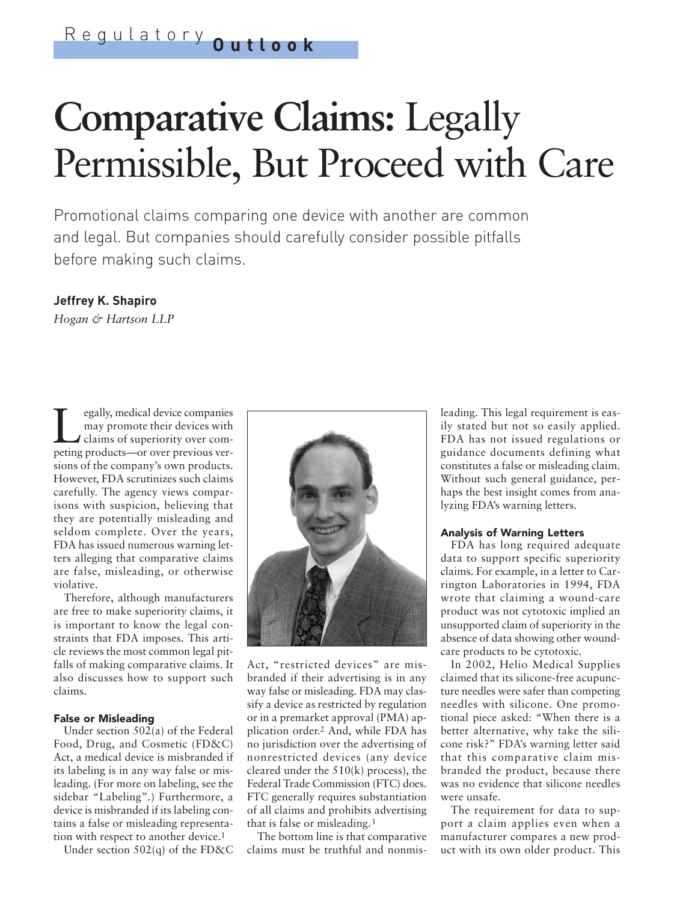Regulatory **Outlook**

# Comparative Claims: Legally Permissible, But Proceed with Care

Promotional claims comparing one device with another are common and legal. But companies should carefully consider possible pitfalls before making such claims.

**Jeffrey K. Shapiro**

*Hogan & Hartson LLP*

Legally, medical device companies may promote their devices with claims of superiority over competing products—or over previous versions of the company's own products. However, FDA scrutinizes such claims carefully. The agency views comparisons with suspicion, believing that they are potentially misleading and seldom complete. Over the years, FDA has issued numerous warning letters alleging that comparative claims are false, misleading, or otherwise violative.

Therefore, although manufacturers are free to make superiority claims, it is important to know the legal constraints that FDA imposes. This article reviews the most common legal pitfalls of making comparative claims. It also discusses how to support such claims.

### False or Misleading

Under section 502(a) of the Federal Food, Drug, and Cosmetic (FD&C) Act, a medical device is misbranded if its labeling is in any way false or misleading. (For more on labeling, see the sidebar "Labeling".) Furthermore, a device is misbranded if its labeling contains a false or misleading representation with respect to another device.[1]

Under section 502(q) of the FD&C Act, "restricted devices" are misbranded if their advertising is in any way false or misleading. FDA may classify a device as restricted by regulation or in a premarket approval (PMA) application order.[2] And, while FDA has no jurisdiction over the advertising of nonrestricted devices (any device cleared under the 510(k) process), the Federal Trade Commission (FTC) does. FTC generally requires substantiation of all claims and prohibits advertising that is false or misleading.[3]

The bottom line is that comparative claims must be truthful and nonmisleading. This legal requirement is easily stated but not so easily applied. FDA has not issued regulations or guidance documents defining what constitutes a false or misleading claim. Without such general guidance, perhaps the best insight comes from analyzing FDA's warning letters.

### Analysis of Warning Letters

FDA has long required adequate data to support specific superiority claims. For example, in a letter to Carrington Laboratories in 1994, FDA wrote that claiming a wound-care product was not cytotoxic implied an unsupported claim of superiority in the absence of data showing other wound-care products to be cytotoxic.

In 2002, Helio Medical Supplies claimed that its silicone-free acupuncture needles were safer than competing needles with silicone. One promotional piece asked: "When there is a better alternative, why take the silicone risk?" FDA's warning letter said that this comparative claim misbranded the product, because there was no evidence that silicone needles were unsafe.

The requirement for data to support a claim applies even when a manufacturer compares a new product with its own older product. This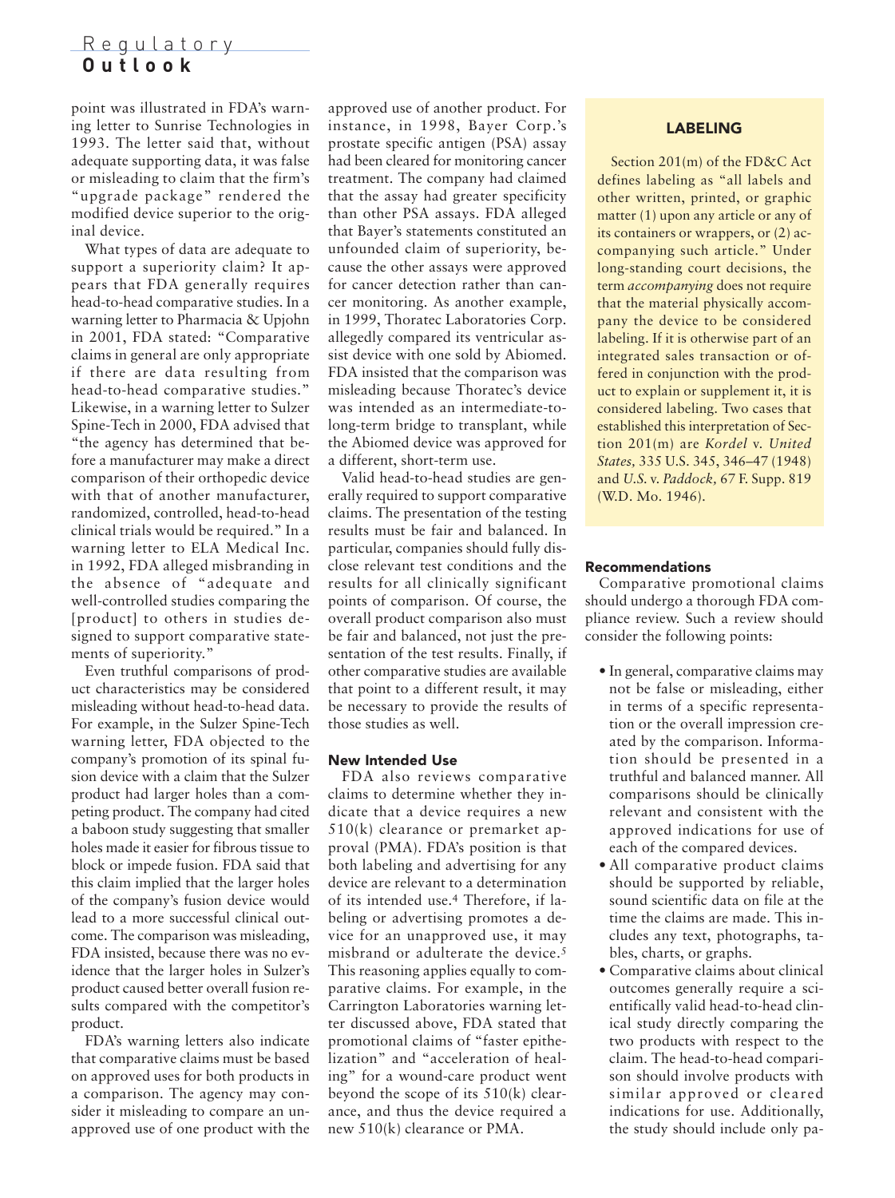point was illustrated in FDA's warning letter to Sunrise Technologies in 1993. The letter said that, without adequate supporting data, it was false or misleading to claim that the firm's "upgrade package" rendered the modified device superior to the original device.

What types of data are adequate to support a superiority claim? It appears that FDA generally requires head-to-head comparative studies. In a warning letter to Pharmacia & Upjohn in 2001, FDA stated: "Comparative claims in general are only appropriate if there are data resulting from head-to-head comparative studies." Likewise, in a warning letter to Sulzer Spine-Tech in 2000, FDA advised that "the agency has determined that before a manufacturer may make a direct comparison of their orthopedic device with that of another manufacturer, randomized, controlled, head-to-head clinical trials would be required." In a warning letter to ELA Medical Inc. in 1992, FDA alleged misbranding in the absence of "adequate and well-controlled studies comparing the [product] to others in studies designed to support comparative statements of superiority."

Even truthful comparisons of product characteristics may be considered misleading without head-to-head data. For example, in the Sulzer Spine-Tech warning letter, FDA objected to the company's promotion of its spinal fusion device with a claim that the Sulzer product had larger holes than a competing product. The company had cited a baboon study suggesting that smaller holes made it easier for fibrous tissue to block or impede fusion. FDA said that this claim implied that the larger holes of the company's fusion device would lead to a more successful clinical outcome. The comparison was misleading, FDA insisted, because there was no evidence that the larger holes in Sulzer's product caused better overall fusion results compared with the competitor's product.

FDA's warning letters also indicate that comparative claims must be based on approved uses for both products in a comparison. The agency may consider it misleading to compare an unapproved use of one product with the approved use of another product. For instance, in 1998, Bayer Corp.'s prostate specific antigen (PSA) assay had been cleared for monitoring cancer treatment. The company had claimed that the assay had greater specificity than other PSA assays. FDA alleged that Bayer's statements constituted an unfounded claim of superiority, because the other assays were approved for cancer detection rather than cancer monitoring. As another example, in 1999, Thoratec Laboratories Corp. allegedly compared its ventricular assist device with one sold by Abiomed. FDA insisted that the comparison was misleading because Thoratec's device was intended as an intermediate-to-long-term bridge to transplant, while the Abiomed device was approved for a different, short-term use.

Valid head-to-head studies are generally required to support comparative claims. The presentation of the testing results must be fair and balanced. In particular, companies should fully disclose relevant test conditions and the results for all clinically significant points of comparison. Of course, the overall product comparison also must be fair and balanced, not just the presentation of the test results. Finally, if other comparative studies are available that point to a different result, it may be necessary to provide the results of those studies as well.

### New Intended Use

FDA also reviews comparative claims to determine whether they indicate that a device requires a new 510(k) clearance or premarket approval (PMA). FDA's position is that both labeling and advertising for any device are relevant to a determination of its intended use.[4] Therefore, if labeling or advertising promotes a device for an unapproved use, it may misbrand or adulterate the device.[5] This reasoning applies equally to comparative claims. For example, in the Carrington Laboratories warning letter discussed above, FDA stated that promotional claims of "faster epithelization" and "acceleration of healing" for a wound-care product went beyond the scope of its 510(k) clearance, and thus the device required a new 510(k) clearance or PMA.

> **LABELING**
>
> Section 201(m) of the FD&C Act defines labeling as "all labels and other written, printed, or graphic matter (1) upon any article or any of its containers or wrappers, or (2) accompanying such article." Under long-standing court decisions, the term *accompanying* does not require that the material physically accompany the device to be considered labeling. If it is otherwise part of an integrated sales transaction or offered in conjunction with the product to explain or supplement it, it is considered labeling. Two cases that established this interpretation of Section 201(m) are *Kordel* v. *United States,* 335 U.S. 345, 346–47 (1948) and *U.S.* v. *Paddock,* 67 F. Supp. 819 (W.D. Mo. 1946).

### Recommendations

Comparative promotional claims should undergo a thorough FDA compliance review. Such a review should consider the following points:

- In general, comparative claims may not be false or misleading, either in terms of a specific representation or the overall impression created by the comparison. Information should be presented in a truthful and balanced manner. All comparisons should be clinically relevant and consistent with the approved indications for use of each of the compared devices.
- All comparative product claims should be supported by reliable, sound scientific data on file at the time the claims are made. This includes any text, photographs, tables, charts, or graphs.
- Comparative claims about clinical outcomes generally require a scientifically valid head-to-head clinical study directly comparing the two products with respect to the claim. The head-to-head comparison should involve products with similar approved or cleared indications for use. Additionally, the study should include only pa-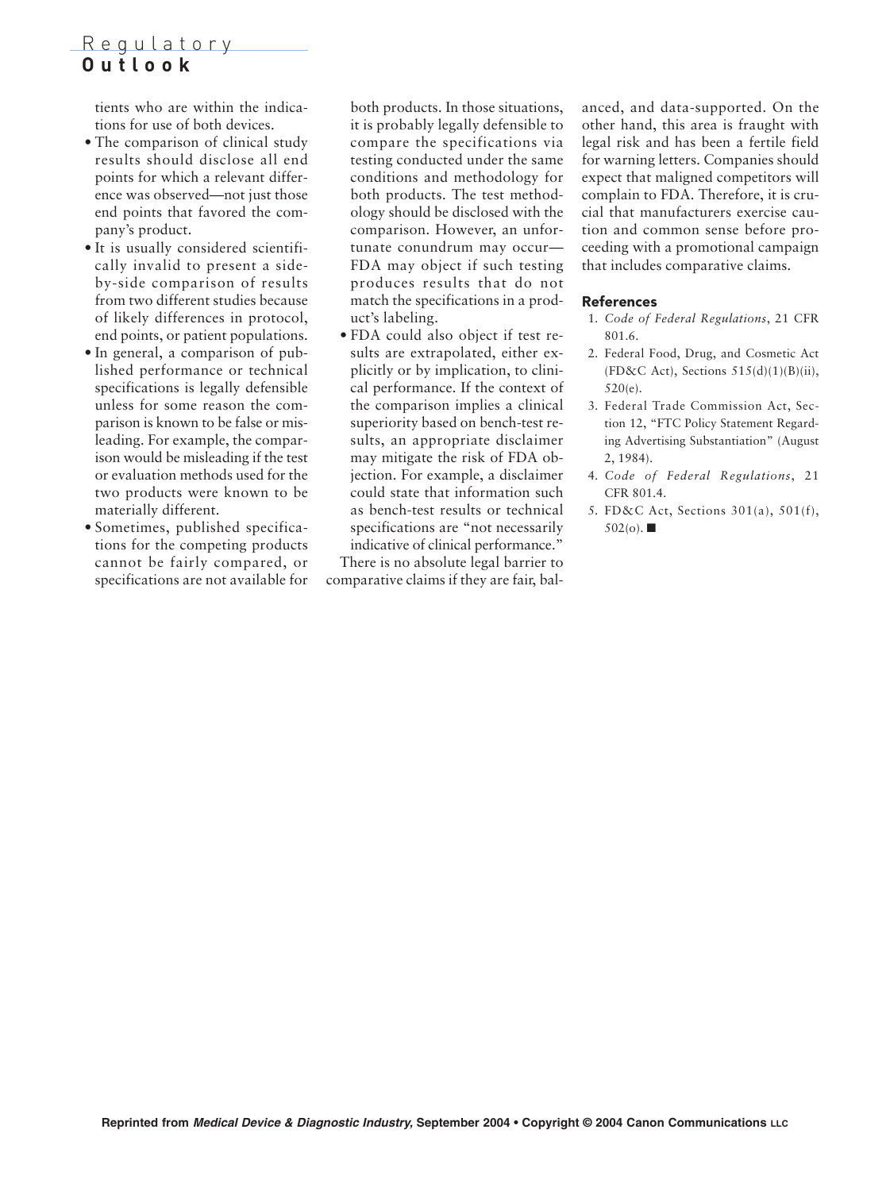tients who are within the indications for use of both devices.

- The comparison of clinical study results should disclose all end points for which a relevant difference was observed—not just those end points that favored the company's product.
- It is usually considered scientifically invalid to present a side-by-side comparison of results from two different studies because of likely differences in protocol, end points, or patient populations.
- In general, a comparison of published performance or technical specifications is legally defensible unless for some reason the comparison is known to be false or misleading. For example, the comparison would be misleading if the test or evaluation methods used for the two products were known to be materially different.
- Sometimes, published specifications for the competing products cannot be fairly compared, or specifications are not available for both products. In those situations, it is probably legally defensible to compare the specifications via testing conducted under the same conditions and methodology for both products. The test methodology should be disclosed with the comparison. However, an unfortunate conundrum may occur—FDA may object if such testing produces results that do not match the specifications in a product's labeling.
- FDA could also object if test results are extrapolated, either explicitly or by implication, to clinical performance. If the context of the comparison implies a clinical superiority based on bench-test results, an appropriate disclaimer may mitigate the risk of FDA objection. For example, a disclaimer could state that information such as bench-test results or technical specifications are "not necessarily indicative of clinical performance."

There is no absolute legal barrier to comparative claims if they are fair, balanced, and data-supported. On the other hand, this area is fraught with legal risk and has been a fertile field for warning letters. Companies should expect that maligned competitors will complain to FDA. Therefore, it is crucial that manufacturers exercise caution and common sense before proceeding with a promotional campaign that includes comparative claims.

## References

1. *Code of Federal Regulations*, 21 CFR 801.6.
2. Federal Food, Drug, and Cosmetic Act (FD&C Act), Sections 515(d)(1)(B)(ii), 520(e).
3. Federal Trade Commission Act, Section 12, "FTC Policy Statement Regarding Advertising Substantiation" (August 2, 1984).
4. *Code of Federal Regulations*, 21 CFR 801.4.
5. FD&C Act, Sections 301(a), 501(f), 502(o). ■

**Reprinted from *Medical Device & Diagnostic Industry*, September 2004 • Copyright © 2004 Canon Communications LLC**